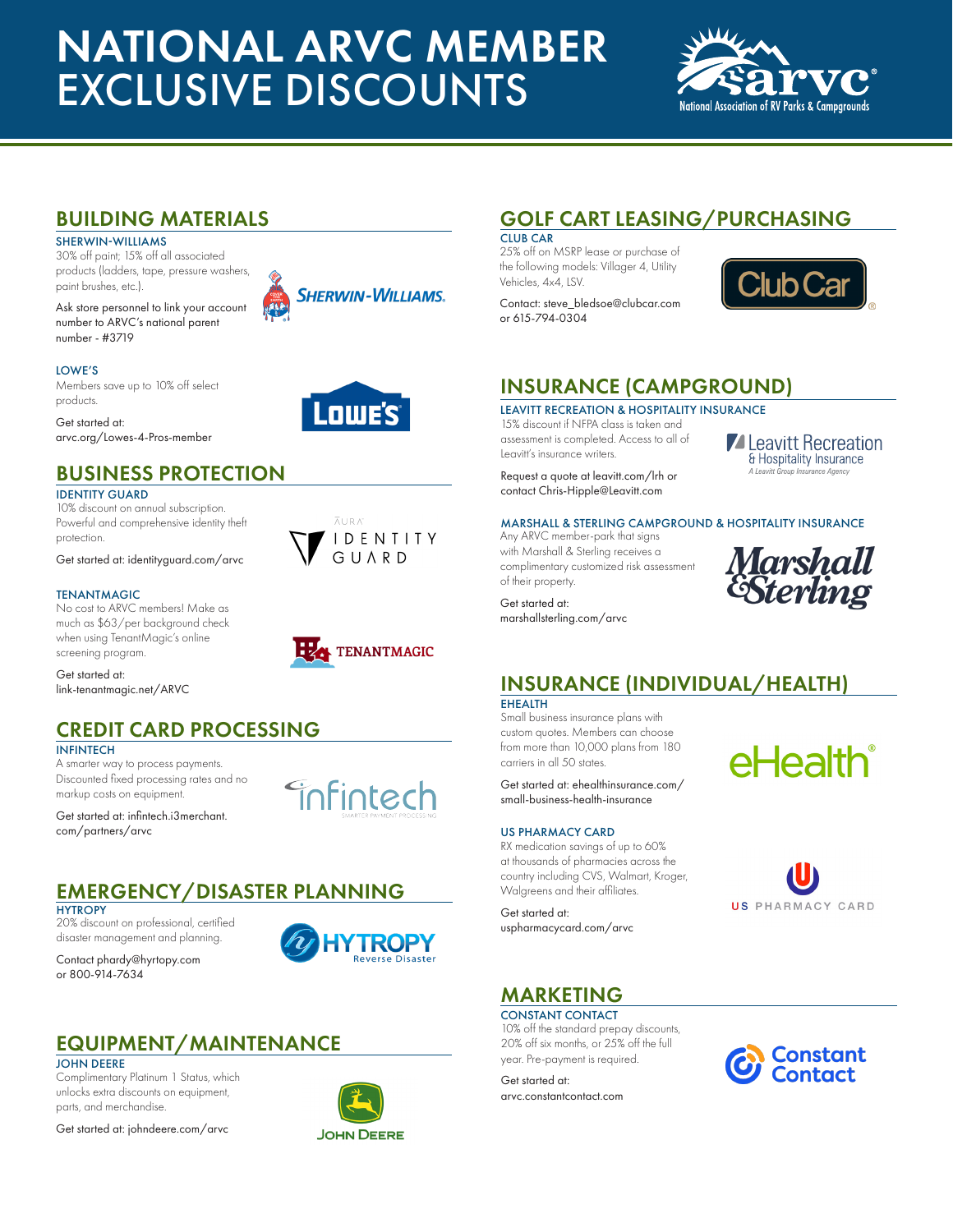# NATIONAL ARVC MEMBER EXCLUSIVE DISCOUNTS

## BUILDING MATERIALS

### SHERWIN-WILLIAMS

30% off paint; 15% off all associated products (ladders, tape, pressure washers, paint brushes, etc.).

Ask store personnel to link your account number to ARVC's national parent number - #3719

### LOWE'S

Members save up to 10% off select products.

Get started at: arvc.org/Lowes-4-Pros-member

## BUSINESS PROTECTION

### IDENTITY GUARD

10% discount on annual subscription. Powerful and comprehensive identity theft protection.

Get started at: identityguard.com/arvc

### TENANTMAGIC

No cost to ARVC members! Make as much as $63/per background check when using TenantMagic's online screening program.

Get started at: link-tenantmagic.net/ARVC

## CREDIT CARD PROCESSING

### INFINTECH

A smarter way to process payments. Discounted fixed processing rates and no markup costs on equipment.

Get started at: infintech.i3merchant.com/partners/arvc

## EMERGENCY/DISASTER PLANNING

### HYTROPY

20% discount on professional, certified disaster management and planning.

Contact phardy@hyrtopy.com or 800-914-7634

## EQUIPMENT/MAINTENANCE

### JOHN DEERE

Complimentary Platinum 1 Status, which unlocks extra discounts on equipment, parts, and merchandise.

Get started at: johndeere.com/arvc

## GOLF CART LEASING/PURCHASING

### CLUB CAR

25% off on MSRP lease or purchase of the following models: Villager 4, Utility Vehicles, 4x4, LSV.

Contact: steve_bledsoe@clubcar.com or 615-794-0304

## INSURANCE (CAMPGROUND)

### LEAVITT RECREATION & HOSPITALITY INSURANCE

15% discount if NFPA class is taken and assessment is completed. Access to all of Leavitt's insurance writers.

Request a quote at leavitt.com/lrh or contact Chris-Hipple@Leavitt.com

### MARSHALL & STERLING CAMPGROUND & HOSPITALITY INSURANCE

Any ARVC member-park that signs with Marshall & Sterling receives a complimentary customized risk assessment of their property.

Get started at: marshallsterling.com/arvc

## INSURANCE (INDIVIDUAL/HEALTH)

### EHEALTH

Small business insurance plans with custom quotes. Members can choose from more than 10,000 plans from 180 carriers in all 50 states.

Get started at: ehealthinsurance.com/small-business-health-insurance

### US PHARMACY CARD

RX medication savings of up to 60% at thousands of pharmacies across the country including CVS, Walmart, Kroger, Walgreens and their affiliates.

Get started at: uspharmacycard.com/arvc

## MARKETING

### CONSTANT CONTACT

10% off the standard prepay discounts, 20% off six months, or 25% off the full year. Pre-payment is required.

Get started at: arvc.constantcontact.com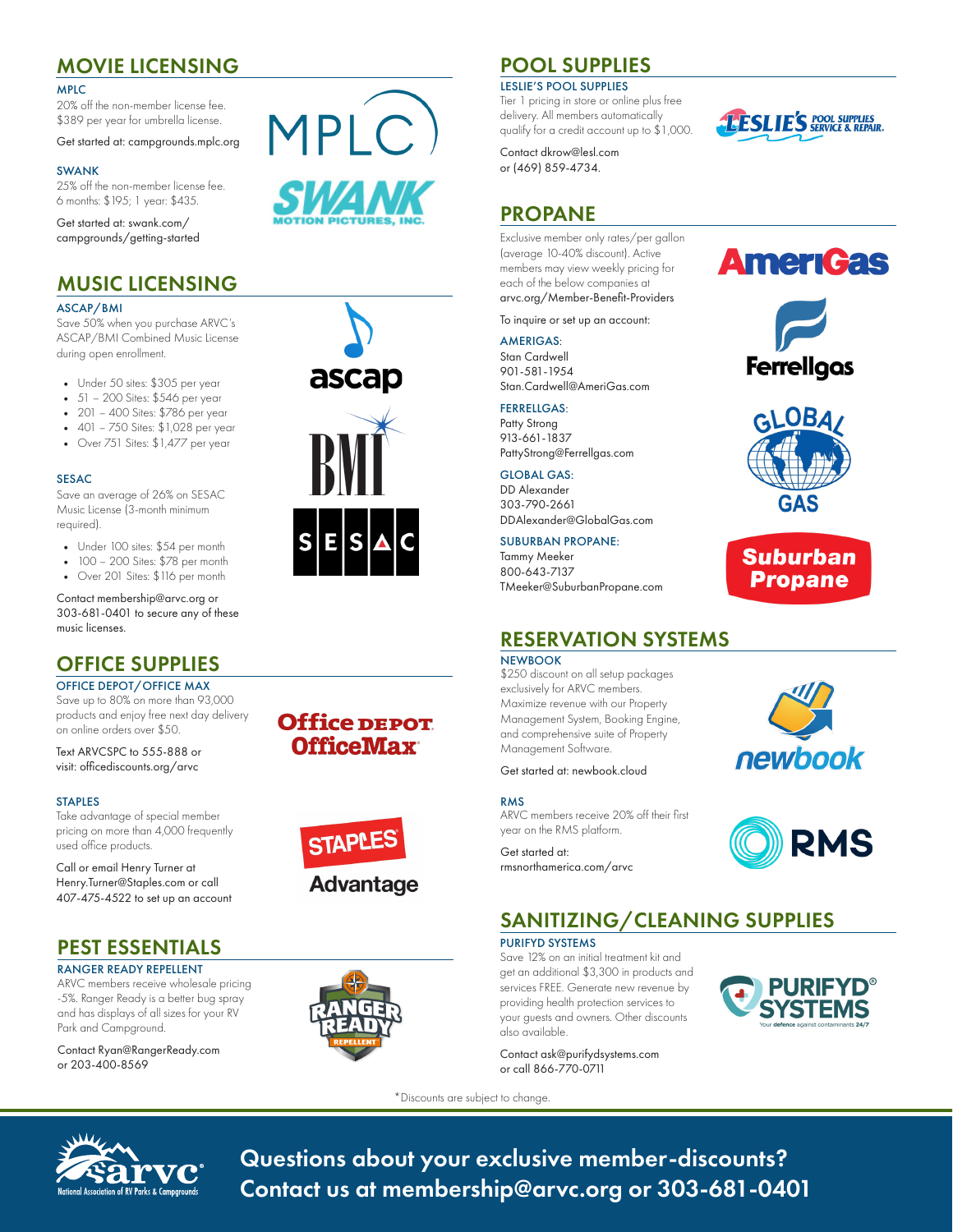## MOVIE LICENSING

### MPLC

20% off the non-member license fee. $389 per year for umbrella license.

Get started at: campgrounds.mplc.org

### SWANK

25% off the non-member license fee. 6 months: $195; 1 year: $435.

Get started at: swank.com/campgrounds/getting-started

## MUSIC LICENSING

### ASCAP/BMI

Save 50% when you purchase ARVC's ASCAP/BMI Combined Music License during open enrollment.

- Under 50 sites: $305 per year
- 51 – 200 Sites: $546 per year
- 201 – 400 Sites: $786 per year
- 401 – 750 Sites: $1,028 per year
- Over 751 Sites: $1,477 per year

### SESAC

Save an average of 26% on SESAC Music License (3-month minimum required).

- Under 100 sites: $54 per month
- 100 – 200 Sites: $78 per month
- Over 201 Sites: $116 per month

Contact membership@arvc.org or 303-681-0401 to secure any of these music licenses.

## OFFICE SUPPLIES

### OFFICE DEPOT/OFFICE MAX

Save up to 80% on more than 93,000 products and enjoy free next day delivery on online orders over $50.

Text ARVCSPC to 555-888 or visit: officediscounts.org/arvc

### STAPLES

Take advantage of special member pricing on more than 4,000 frequently used office products.

Call or email Henry Turner at Henry.Turner@Staples.com or call 407-475-4522 to set up an account

## PEST ESSENTIALS

### RANGER READY REPELLENT

ARVC members receive wholesale pricing -5%. Ranger Ready is a better bug spray and has displays of all sizes for your RV Park and Campground.

Contact Ryan@RangerReady.com or 203-400-8569

## POOL SUPPLIES

### LESLIE'S POOL SUPPLIES

Tier 1 pricing in store or online plus free delivery. All members automatically qualify for a credit account up to $1,000.

Contact dkrow@lesl.com or (469) 859-4734.

## PROPANE

Exclusive member only rates/per gallon (average 10-40% discount). Active members may view weekly pricing for each of the below companies at arvc.org/Member-Benefit-Providers

To inquire or set up an account:

**AMERIGAS:**
Stan Cardwell
901-581-1954
Stan.Cardwell@AmeriGas.com

**FERRELLGAS:**
Patty Strong
913-661-1837
PattyStrong@Ferrellgas.com

**GLOBAL GAS:**
DD Alexander
303-790-2661
DDAlexander@GlobalGas.com

**SUBURBAN PROPANE:**
Tammy Meeker
800-643-7137
TMeeker@SuburbanPropane.com

## RESERVATION SYSTEMS

### NEWBOOK

$250 discount on all setup packages exclusively for ARVC members. Maximize revenue with our Property Management System, Booking Engine, and comprehensive suite of Property Management Software.

Get started at: newbook.cloud

### RMS

ARVC members receive 20% off their first year on the RMS platform.

Get started at: rmsnorthamerica.com/arvc

## SANITIZING/CLEANING SUPPLIES

### PURIFYD SYSTEMS

Save 12% on an initial treatment kit and get an additional $3,300 in products and services FREE. Generate new revenue by providing health protection services to your guests and owners. Other discounts also available.

Contact ask@purifydsystems.com or call 866-770-0711

*Discounts are subject to change.

**Questions about your exclusive member-discounts? Contact us at membership@arvc.org or 303-681-0401**